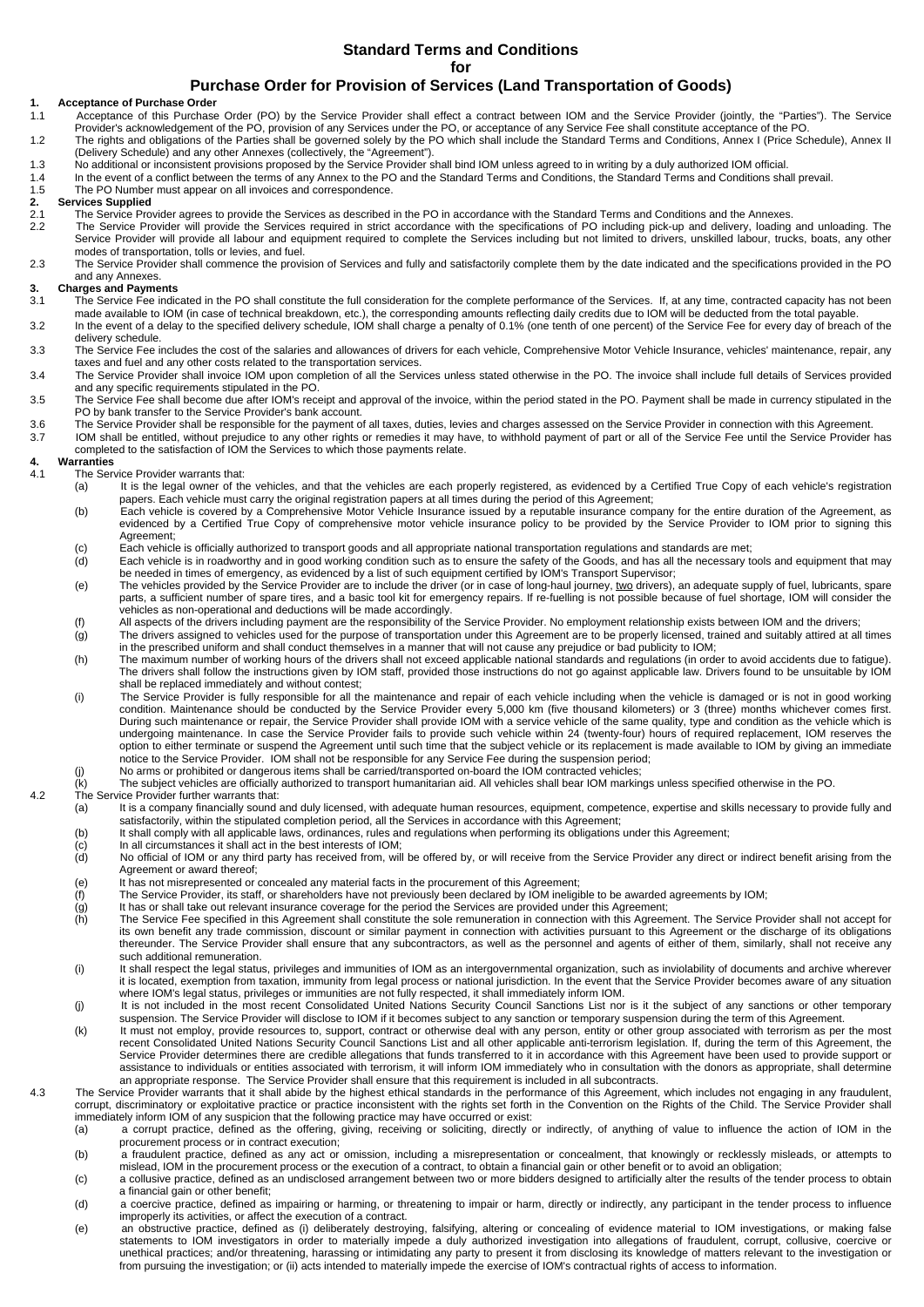# Standard Terms and Conditions
## for
## Purchase Order for Provision of Services (Land Transportation of Goods)

**1. Acceptance of Purchase Order**

1.1 Acceptance of this Purchase Order (PO) by the Service Provider shall effect a contract between IOM and the Service Provider (jointly, the "Parties"). The Service Provider's acknowledgement of the PO, provision of any Services under the PO, or acceptance of any Service Fee shall constitute acceptance of the PO.

1.2 The rights and obligations of the Parties shall be governed solely by the PO which shall include the Standard Terms and Conditions, Annex I (Price Schedule), Annex II (Delivery Schedule) and any other Annexes (collectively, the "Agreement").

1.3 No additional or inconsistent provisions proposed by the Service Provider shall bind IOM unless agreed to in writing by a duly authorized IOM official.

1.4 In the event of a conflict between the terms of any Annex to the PO and the Standard Terms and Conditions, the Standard Terms and Conditions shall prevail.

1.5 The PO Number must appear on all invoices and correspondence.

**2. Services Supplied**

2.1 The Service Provider agrees to provide the Services as described in the PO in accordance with the Standard Terms and Conditions and the Annexes.

2.2 The Service Provider will provide the Services required in strict accordance with the specifications of PO including pick-up and delivery, loading and unloading. The Service Provider will provide all labour and equipment required to complete the Services including but not limited to drivers, unskilled labour, trucks, boats, any other modes of transportation, tolls or levies, and fuel.

2.3 The Service Provider shall commence the provision of Services and fully and satisfactorily complete them by the date indicated and the specifications provided in the PO and any Annexes.

**3. Charges and Payments**

3.1 The Service Fee indicated in the PO shall constitute the full consideration for the complete performance of the Services. If, at any time, contracted capacity has not been made available to IOM (in case of technical breakdown, etc.), the corresponding amounts reflecting daily credits due to IOM will be deducted from the total payable.

3.2 In the event of a delay to the specified delivery schedule, IOM shall charge a penalty of 0.1% (one tenth of one percent) of the Service Fee for every day of breach of the delivery schedule.

3.3 The Service Fee includes the cost of the salaries and allowances of drivers for each vehicle, Comprehensive Motor Vehicle Insurance, vehicles' maintenance, repair, any taxes and fuel and any other costs related to the transportation services.

3.4 The Service Provider shall invoice IOM upon completion of all the Services unless stated otherwise in the PO. The invoice shall include full details of Services provided and any specific requirements stipulated in the PO.

3.5 The Service Fee shall become due after IOM's receipt and approval of the invoice, within the period stated in the PO. Payment shall be made in currency stipulated in the PO by bank transfer to the Service Provider's bank account.

3.6 The Service Provider shall be responsible for the payment of all taxes, duties, levies and charges assessed on the Service Provider in connection with this Agreement.

3.7 IOM shall be entitled, without prejudice to any other rights or remedies it may have, to withhold payment of part or all of the Service Fee until the Service Provider has completed to the satisfaction of IOM the Services to which those payments relate.

**4. Warranties**

4.1 The Service Provider warrants that:

(a) It is the legal owner of the vehicles, and that the vehicles are each properly registered, as evidenced by a Certified True Copy of each vehicle's registration papers. Each vehicle must carry the original registration papers at all times during the period of this Agreement;

(b) Each vehicle is covered by a Comprehensive Motor Vehicle Insurance issued by a reputable insurance company for the entire duration of the Agreement, as evidenced by a Certified True Copy of comprehensive motor vehicle insurance policy to be provided by the Service Provider to IOM prior to signing this Agreement;

(c) Each vehicle is officially authorized to transport goods and all appropriate national transportation regulations and standards are met;

(d) Each vehicle is in roadworthy and in good working condition such as to ensure the safety of the Goods, and has all the necessary tools and equipment that may be needed in times of emergency, as evidenced by a list of such equipment certified by IOM's Transport Supervisor;

(e) The vehicles provided by the Service Provider are to include the driver (or in case of long-haul journey, two drivers), an adequate supply of fuel, lubricants, spare parts, a sufficient number of spare tires, and a basic tool kit for emergency repairs. If re-fuelling is not possible because of fuel shortage, IOM will consider the vehicles as non-operational and deductions will be made accordingly.

(f) All aspects of the drivers including payment are the responsibility of the Service Provider. No employment relationship exists between IOM and the drivers;

(g) The drivers assigned to vehicles used for the purpose of transportation under this Agreement are to be properly licensed, trained and suitably attired at all times in the prescribed uniform and shall conduct themselves in a manner that will not cause any prejudice or bad publicity to IOM;

(h) The maximum number of working hours of the drivers shall not exceed applicable national standards and regulations (in order to avoid accidents due to fatigue). The drivers shall follow the instructions given by IOM staff, provided those instructions do not go against applicable law. Drivers found to be unsuitable by IOM shall be replaced immediately and without contest;

(i) The Service Provider is fully responsible for all the maintenance and repair of each vehicle including when the vehicle is damaged or is not in good working condition. Maintenance should be conducted by the Service Provider every 5,000 km (five thousand kilometers) or 3 (three) months whichever comes first. During such maintenance or repair, the Service Provider shall provide IOM with a service vehicle of the same quality, type and condition as the vehicle which is undergoing maintenance. In case the Service Provider fails to provide such vehicle within 24 (twenty-four) hours of required replacement, IOM reserves the option to either terminate or suspend the Agreement until such time that the subject vehicle or its replacement is made available to IOM by giving an immediate notice to the Service Provider. IOM shall not be responsible for any Service Fee during the suspension period;

(j) No arms or prohibited or dangerous items shall be carried/transported on-board the IOM contracted vehicles;

(k) The subject vehicles are officially authorized to transport humanitarian aid. All vehicles shall bear IOM markings unless specified otherwise in the PO.

4.2 The Service Provider further warrants that:

(a) It is a company financially sound and duly licensed, with adequate human resources, equipment, competence, expertise and skills necessary to provide fully and satisfactorily, within the stipulated completion period, all the Services in accordance with this Agreement;

(b) It shall comply with all applicable laws, ordinances, rules and regulations when performing its obligations under this Agreement;

(c) In all circumstances it shall act in the best interests of IOM;

(d) No official of IOM or any third party has received from, will be offered by, or will receive from the Service Provider any direct or indirect benefit arising from the Agreement or award thereof;

(e) It has not misrepresented or concealed any material facts in the procurement of this Agreement;

(f) The Service Provider, its staff, or shareholders have not previously been declared by IOM ineligible to be awarded agreements by IOM;

(g) It has or shall take out relevant insurance coverage for the period the Services are provided under this Agreement;

(h) The Service Fee specified in this Agreement shall constitute the sole remuneration in connection with this Agreement. The Service Provider shall not accept for its own benefit any trade commission, discount or similar payment in connection with activities pursuant to this Agreement or the discharge of its obligations thereunder. The Service Provider shall ensure that any subcontractors, as well as the personnel and agents of either of them, similarly, shall not receive any such additional remuneration.

(i) It shall respect the legal status, privileges and immunities of IOM as an intergovernmental organization, such as inviolability of documents and archive wherever it is located, exemption from taxation, immunity from legal process or national jurisdiction. In the event that the Service Provider becomes aware of any situation where IOM's legal status, privileges or immunities are not fully respected, it shall immediately inform IOM.

(j) It is not included in the most recent Consolidated United Nations Security Council Sanctions List nor is it the subject of any sanctions or other temporary suspension. The Service Provider will disclose to IOM if it becomes subject to any sanction or temporary suspension during the term of this Agreement.

(k) It must not employ, provide resources to, support, contract or otherwise deal with any person, entity or other group associated with terrorism as per the most recent Consolidated United Nations Security Council Sanctions List and all other applicable anti-terrorism legislation. If, during the term of this Agreement, the Service Provider determines there are credible allegations that funds transferred to it in accordance with this Agreement have been used to provide support or assistance to individuals or entities associated with terrorism, it will inform IOM immediately who in consultation with the donors as appropriate, shall determine an appropriate response. The Service Provider shall ensure that this requirement is included in all subcontracts.

4.3 The Service Provider warrants that it shall abide by the highest ethical standards in the performance of this Agreement, which includes not engaging in any fraudulent, corrupt, discriminatory or exploitative practice or practice inconsistent with the rights set forth in the Convention on the Rights of the Child. The Service Provider shall immediately inform IOM of any suspicion that the following practice may have occurred or exist:

(a) a corrupt practice, defined as the offering, giving, receiving or soliciting, directly or indirectly, of anything of value to influence the action of IOM in the procurement process or in contract execution;

(b) a fraudulent practice, defined as any act or omission, including a misrepresentation or concealment, that knowingly or recklessly misleads, or attempts to mislead, IOM in the procurement process or the execution of a contract, to obtain a financial gain or other benefit or to avoid an obligation;

(c) a collusive practice, defined as an undisclosed arrangement between two or more bidders designed to artificially alter the results of the tender process to obtain a financial gain or other benefit;

(d) a coercive practice, defined as impairing or harming, or threatening to impair or harm, directly or indirectly, any participant in the tender process to influence improperly its activities, or affect the execution of a contract.

(e) an obstructive practice, defined as (i) deliberately destroying, falsifying, altering or concealing of evidence material to IOM investigations, or making false statements to IOM investigators in order to materially impede a duly authorized investigation into allegations of fraudulent, corrupt, collusive, coercive or unethical practices; and/or threatening, harassing or intimidating any party to present it from disclosing its knowledge of matters relevant to the investigation or from pursuing the investigation; or (ii) acts intended to materially impede the exercise of IOM's contractual rights of access to information.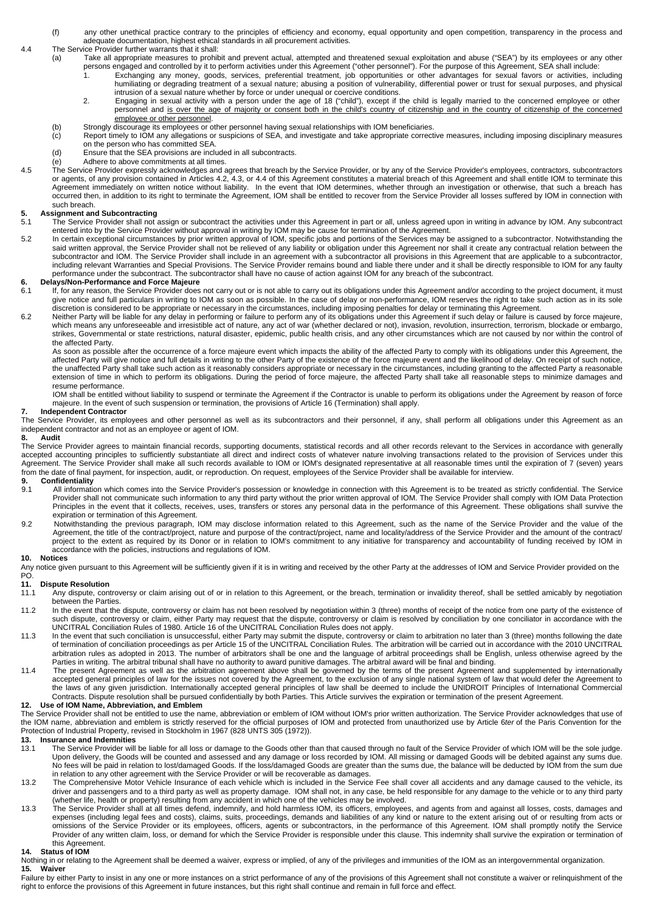(f) any other unethical practice contrary to the principles of efficiency and economy, equal opportunity and open competition, transparency in the process and adequate documentation, highest ethical standards in all procurement activities.

4.4 The Service Provider further warrants that it shall:

(a) Take all appropriate measures to prohibit and prevent actual, attempted and threatened sexual exploitation and abuse ("SEA") by its employees or any other persons engaged and controlled by it to perform activities under this Agreement ("other personnel"). For the purpose of this Agreement, SEA shall include:

1. Exchanging any money, goods, services, preferential treatment, job opportunities or other advantages for sexual favors or activities, including humiliating or degrading treatment of a sexual nature; abusing a position of vulnerability, differential power or trust for sexual purposes, and physical intrusion of a sexual nature whether by force or under unequal or coercive conditions.
2. Engaging in sexual activity with a person under the age of 18 ("child"), except if the child is legally married to the concerned employee or other personnel and is over the age of majority or consent both in the child's country of citizenship and in the country of citizenship of the concerned employee or other personnel.

(b) Strongly discourage its employees or other personnel having sexual relationships with IOM beneficiaries.

(c) Report timely to IOM any allegations or suspicions of SEA, and investigate and take appropriate corrective measures, including imposing disciplinary measures on the person who has committed SEA.

(d) Ensure that the SEA provisions are included in all subcontracts.

(e) Adhere to above commitments at all times.

4.5 The Service Provider expressly acknowledges and agrees that breach by the Service Provider, or by any of the Service Provider's employees, contractors, subcontractors or agents, of any provision contained in Articles 4.2, 4.3, or 4.4 of this Agreement constitutes a material breach of this Agreement and shall entitle IOM to terminate this Agreement immediately on written notice without liability. In the event that IOM determines, whether through an investigation or otherwise, that such a breach has occurred then, in addition to its right to terminate the Agreement, IOM shall be entitled to recover from the Service Provider all losses suffered by IOM in connection with such breach.

**5. Assignment and Subcontracting**

5.1 The Service Provider shall not assign or subcontract the activities under this Agreement in part or all, unless agreed upon in writing in advance by IOM. Any subcontract entered into by the Service Provider without approval in writing by IOM may be cause for termination of the Agreement.

5.2 In certain exceptional circumstances by prior written approval of IOM, specific jobs and portions of the Services may be assigned to a subcontractor. Notwithstanding the said written approval, the Service Provider shall not be relieved of any liability or obligation under this Agreement nor shall it create any contractual relation between the subcontractor and IOM. The Service Provider shall include in an agreement with a subcontractor all provisions in this Agreement that are applicable to a subcontractor, including relevant Warranties and Special Provisions. The Service Provider remains bound and liable there under and it shall be directly responsible to IOM for any faulty performance under the subcontract. The subcontractor shall have no cause of action against IOM for any breach of the subcontract.

**6. Delays/Non-Performance and Force Majeure**

6.1 If, for any reason, the Service Provider does not carry out or is not able to carry out its obligations under this Agreement and/or according to the project document, it must give notice and full particulars in writing to IOM as soon as possible. In the case of delay or non-performance, IOM reserves the right to take such action as in its sole discretion is considered to be appropriate or necessary in the circumstances, including imposing penalties for delay or terminating this Agreement.

6.2 Neither Party will be liable for any delay in performing or failure to perform any of its obligations under this Agreement if such delay or failure is caused by force majeure, which means any unforeseeable and irresistible act of nature, any act of war (whether declared or not), invasion, revolution, insurrection, terrorism, blockade or embargo, strikes, Governmental or state restrictions, natural disaster, epidemic, public health crisis, and any other circumstances which are not caused by nor within the control of the affected Party.

As soon as possible after the occurrence of a force majeure event which impacts the ability of the affected Party to comply with its obligations under this Agreement, the affected Party will give notice and full details in writing to the other Party of the existence of the force majeure event and the likelihood of delay. On receipt of such notice, the unaffected Party shall take such action as it reasonably considers appropriate or necessary in the circumstances, including granting to the affected Party a reasonable extension of time in which to perform its obligations. During the period of force majeure, the affected Party shall take all reasonable steps to minimize damages and resume performance.

IOM shall be entitled without liability to suspend or terminate the Agreement if the Contractor is unable to perform its obligations under the Agreement by reason of force majeure. In the event of such suspension or termination, the provisions of Article 16 (Termination) shall apply.

**7. Independent Contractor**

The Service Provider, its employees and other personnel as well as its subcontractors and their personnel, if any, shall perform all obligations under this Agreement as an independent contractor and not as an employee or agent of IOM.

**8. Audit**

The Service Provider agrees to maintain financial records, supporting documents, statistical records and all other records relevant to the Services in accordance with generally accepted accounting principles to sufficiently substantiate all direct and indirect costs of whatever nature involving transactions related to the provision of Services under this Agreement. The Service Provider shall make all such records available to IOM or IOM's designated representative at all reasonable times until the expiration of 7 (seven) years from the date of final payment, for inspection, audit, or reproduction. On request, employees of the Service Provider shall be available for interview.

**9. Confidentiality**

9.1 All information which comes into the Service Provider's possession or knowledge in connection with this Agreement is to be treated as strictly confidential. The Service Provider shall not communicate such information to any third party without the prior written approval of IOM. The Service Provider shall comply with IOM Data Protection Principles in the event that it collects, receives, uses, transfers or stores any personal data in the performance of this Agreement. These obligations shall survive the expiration or termination of this Agreement.

9.2 Notwithstanding the previous paragraph, IOM may disclose information related to this Agreement, such as the name of the Service Provider and the value of the Agreement, the title of the contract/project, nature and purpose of the contract/project, name and locality/address of the Service Provider and the amount of the contract/ project to the extent as required by its Donor or in relation to IOM's commitment to any initiative for transparency and accountability of funding received by IOM in accordance with the policies, instructions and regulations of IOM.

**10. Notices**

Any notice given pursuant to this Agreement will be sufficiently given if it is in writing and received by the other Party at the addresses of IOM and Service Provider provided on the PO.

**11. Dispute Resolution**

11.1 Any dispute, controversy or claim arising out of or in relation to this Agreement, or the breach, termination or invalidity thereof, shall be settled amicably by negotiation between the Parties.

11.2 In the event that the dispute, controversy or claim has not been resolved by negotiation within 3 (three) months of receipt of the notice from one party of the existence of such dispute, controversy or claim, either Party may request that the dispute, controversy or claim is resolved by conciliation by one conciliator in accordance with the UNCITRAL Conciliation Rules of 1980. Article 16 of the UNCITRAL Conciliation Rules does not apply.

11.3 In the event that such conciliation is unsuccessful, either Party may submit the dispute, controversy or claim to arbitration no later than 3 (three) months following the date of termination of conciliation proceedings as per Article 15 of the UNCITRAL Conciliation Rules. The arbitration will be carried out in accordance with the 2010 UNCITRAL arbitration rules as adopted in 2013. The number of arbitrators shall be one and the language of arbitral proceedings shall be English, unless otherwise agreed by the Parties in writing. The arbitral tribunal shall have no authority to award punitive damages. The arbitral award will be final and binding.

11.4 The present Agreement as well as the arbitration agreement above shall be governed by the terms of the present Agreement and supplemented by internationally accepted general principles of law for the issues not covered by the Agreement, to the exclusion of any single national system of law that would defer the Agreement to the laws of any given jurisdiction. Internationally accepted general principles of law shall be deemed to include the UNIDROIT Principles of International Commercial Contracts. Dispute resolution shall be pursued confidentially by both Parties. This Article survives the expiration or termination of the present Agreement.

**12. Use of IOM Name, Abbreviation, and Emblem**

The Service Provider shall not be entitled to use the name, abbreviation or emblem of IOM without IOM's prior written authorization. The Service Provider acknowledges that use of the IOM name, abbreviation and emblem is strictly reserved for the official purposes of IOM and protected from unauthorized use by Article 6*ter* of the Paris Convention for the Protection of Industrial Property, revised in Stockholm in 1967 (828 UNTS 305 (1972)).

**13. Insurance and Indemnities**

13.1 The Service Provider will be liable for all loss or damage to the Goods other than that caused through no fault of the Service Provider of which IOM will be the sole judge. Upon delivery, the Goods will be counted and assessed and any damage or loss recorded by IOM. All missing or damaged Goods will be debited against any sums due. No fees will be paid in relation to lost/damaged Goods. If the loss/damaged Goods are greater than the sums due, the balance will be deducted by IOM from the sum due in relation to any other agreement with the Service Provider or will be recoverable as damages.

13.2 The Comprehensive Motor Vehicle Insurance of each vehicle which is included in the Service Fee shall cover all accidents and any damage caused to the vehicle, its driver and passengers and to a third party as well as property damage. IOM shall not, in any case, be held responsible for any damage to the vehicle or to any third party (whether life, health or property) resulting from any accident in which one of the vehicles may be involved.

13.3 The Service Provider shall at all times defend, indemnify, and hold harmless IOM, its officers, employees, and agents from and against all losses, costs, damages and expenses (including legal fees and costs), claims, suits, proceedings, demands and liabilities of any kind or nature to the extent arising out of or resulting from acts or omissions of the Service Provider or its employees, officers, agents or subcontractors, in the performance of this Agreement. IOM shall promptly notify the Service Provider of any written claim, loss, or demand for which the Service Provider is responsible under this clause. This indemnity shall survive the expiration or termination of this Agreement.

**14. Status of IOM**

Nothing in or relating to the Agreement shall be deemed a waiver, express or implied, of any of the privileges and immunities of the IOM as an intergovernmental organization.

**15. Waiver**

Failure by either Party to insist in any one or more instances on a strict performance of any of the provisions of this Agreement shall not constitute a waiver or relinquishment of the right to enforce the provisions of this Agreement in future instances, but this right shall continue and remain in full force and effect.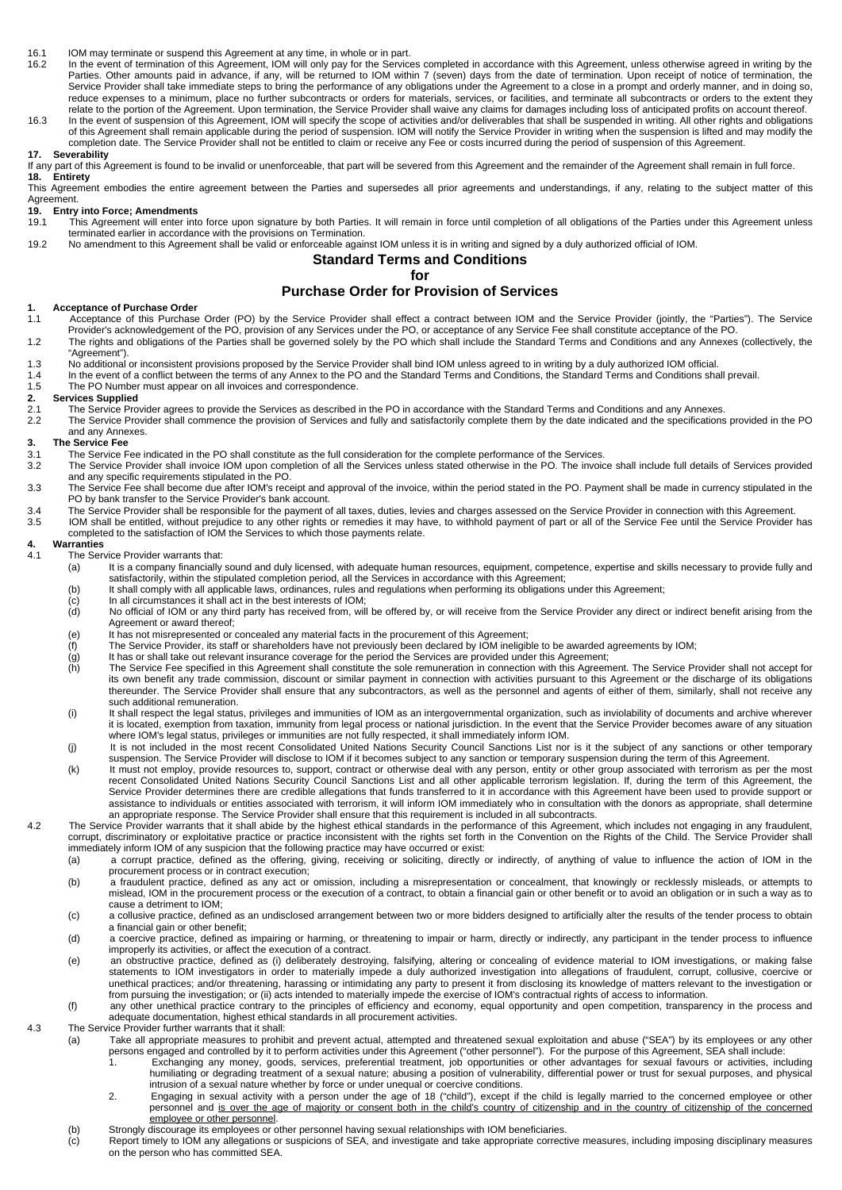16.1 IOM may terminate or suspend this Agreement at any time, in whole or in part.

16.2 In the event of termination of this Agreement, IOM will only pay for the Services completed in accordance with this Agreement, unless otherwise agreed in writing by the Parties. Other amounts paid in advance, if any, will be returned to IOM within 7 (seven) days from the date of termination. Upon receipt of notice of termination, the Service Provider shall take immediate steps to bring the performance of any obligations under the Agreement to a close in a prompt and orderly manner, and in doing so, reduce expenses to a minimum, place no further subcontracts or orders for materials, services, or facilities, and terminate all subcontracts or orders to the extent they relate to the portion of the Agreement. Upon termination, the Service Provider shall waive any claims for damages including loss of anticipated profits on account thereof.

16.3 In the event of suspension of this Agreement, IOM will specify the scope of activities and/or deliverables that shall be suspended in writing. All other rights and obligations of this Agreement shall remain applicable during the period of suspension. IOM will notify the Service Provider in writing when the suspension is lifted and may modify the completion date. The Service Provider shall not be entitled to claim or receive any Fee or costs incurred during the period of suspension of this Agreement.

**17. Severability**

If any part of this Agreement is found to be invalid or unenforceable, that part will be severed from this Agreement and the remainder of the Agreement shall remain in full force.

**18. Entirety**

This Agreement embodies the entire agreement between the Parties and supersedes all prior agreements and understandings, if any, relating to the subject matter of this Agreement.

**19. Entry into Force; Amendments**

19.1 This Agreement will enter into force upon signature by both Parties. It will remain in force until completion of all obligations of the Parties under this Agreement unless terminated earlier in accordance with the provisions on Termination.

19.2 No amendment to this Agreement shall be valid or enforceable against IOM unless it is in writing and signed by a duly authorized official of IOM.

# Standard Terms and Conditions
# for
# Purchase Order for Provision of Services

**1. Acceptance of Purchase Order**

1.1 Acceptance of this Purchase Order (PO) by the Service Provider shall effect a contract between IOM and the Service Provider (jointly, the "Parties"). The Service Provider's acknowledgement of the PO, provision of any Services under the PO, or acceptance of any Service Fee shall constitute acceptance of the PO.

1.2 The rights and obligations of the Parties shall be governed solely by the PO which shall include the Standard Terms and Conditions and any Annexes (collectively, the "Agreement").

1.3 No additional or inconsistent provisions proposed by the Service Provider shall bind IOM unless agreed to in writing by a duly authorized IOM official.

1.4 In the event of a conflict between the terms of any Annex to the PO and the Standard Terms and Conditions, the Standard Terms and Conditions shall prevail.

1.5 The PO Number must appear on all invoices and correspondence.

**2. Services Supplied**

2.1 The Service Provider agrees to provide the Services as described in the PO in accordance with the Standard Terms and Conditions and any Annexes.

2.2 The Service Provider shall commence the provision of Services and fully and satisfactorily complete them by the date indicated and the specifications provided in the PO and any Annexes.

**3. The Service Fee**

3.1 The Service Fee indicated in the PO shall constitute as the full consideration for the complete performance of the Services.

3.2 The Service Provider shall invoice IOM upon completion of all the Services unless stated otherwise in the PO. The invoice shall include full details of Services provided and any specific requirements stipulated in the PO.

3.3 The Service Fee shall become due after IOM's receipt and approval of the invoice, within the period stated in the PO. Payment shall be made in currency stipulated in the PO by bank transfer to the Service Provider's bank account.

3.4 The Service Provider shall be responsible for the payment of all taxes, duties, levies and charges assessed on the Service Provider in connection with this Agreement.

3.5 IOM shall be entitled, without prejudice to any other rights or remedies it may have, to withhold payment of part or all of the Service Fee until the Service Provider has completed to the satisfaction of IOM the Services to which those payments relate.

**4. Warranties**

4.1 The Service Provider warrants that:

(a) It is a company financially sound and duly licensed, with adequate human resources, equipment, competence, expertise and skills necessary to provide fully and satisfactorily, within the stipulated completion period, all the Services in accordance with this Agreement;

(b) It shall comply with all applicable laws, ordinances, rules and regulations when performing its obligations under this Agreement;

(c) In all circumstances it shall act in the best interests of IOM;

(d) No official of IOM or any third party has received from, will be offered by, or will receive from the Service Provider any direct or indirect benefit arising from the Agreement or award thereof;

(e) It has not misrepresented or concealed any material facts in the procurement of this Agreement;

(f) The Service Provider, its staff or shareholders have not previously been declared by IOM ineligible to be awarded agreements by IOM;

(g) It has or shall take out relevant insurance coverage for the period the Services are provided under this Agreement;

(h) The Service Fee specified in this Agreement shall constitute the sole remuneration in connection with this Agreement. The Service Provider shall not accept for its own benefit any trade commission, discount or similar payment in connection with activities pursuant to this Agreement or the discharge of its obligations thereunder. The Service Provider shall ensure that any subcontractors, as well as the personnel and agents of either of them, similarly, shall not receive any such additional remuneration.

(i) It shall respect the legal status, privileges and immunities of IOM as an intergovernmental organization, such as inviolability of documents and archive wherever it is located, exemption from taxation, immunity from legal process or national jurisdiction. In the event that the Service Provider becomes aware of any situation where IOM's legal status, privileges or immunities are not fully respected, it shall immediately inform IOM.

(j) It is not included in the most recent Consolidated United Nations Security Council Sanctions List nor is it the subject of any sanctions or other temporary suspension. The Service Provider will disclose to IOM if it becomes subject to any sanction or temporary suspension during the term of this Agreement.

(k) It must not employ, provide resources to, support, contract or otherwise deal with any person, entity or other group associated with terrorism as per the most recent Consolidated United Nations Security Council Sanctions List and all other applicable terrorism legislation. If, during the term of this Agreement, the Service Provider determines there are credible allegations that funds transferred to it in accordance with this Agreement have been used to provide support or assistance to individuals or entities associated with terrorism, it will inform IOM immediately who in consultation with the donors as appropriate, shall determine an appropriate response. The Service Provider shall ensure that this requirement is included in all subcontracts.

4.2 The Service Provider warrants that it shall abide by the highest ethical standards in the performance of this Agreement, which includes not engaging in any fraudulent, corrupt, discriminatory or exploitative practice or practice inconsistent with the rights set forth in the Convention on the Rights of the Child. The Service Provider shall immediately inform IOM of any suspicion that the following practice may have occurred or exist:

(a) a corrupt practice, defined as the offering, giving, receiving or soliciting, directly or indirectly, of anything of value to influence the action of IOM in the procurement process or in contract execution;

(b) a fraudulent practice, defined as any act or omission, including a misrepresentation or concealment, that knowingly or recklessly misleads, or attempts to mislead, IOM in the procurement process or the execution of a contract, to obtain a financial gain or other benefit or to avoid an obligation or in such a way as to cause a detriment to IOM;

(c) a collusive practice, defined as an undisclosed arrangement between two or more bidders designed to artificially alter the results of the tender process to obtain a financial gain or other benefit;

(d) a coercive practice, defined as impairing or harming, or threatening to impair or harm, directly or indirectly, any participant in the tender process to influence improperly its activities, or affect the execution of a contract.

(e) an obstructive practice, defined as (i) deliberately destroying, falsifying, altering or concealing of evidence material to IOM investigations, or making false statements to IOM investigators in order to materially impede a duly authorized investigation into allegations of fraudulent, corrupt, collusive, coercive or unethical practices; and/or threatening, harassing or intimidating any party to present it from disclosing its knowledge of matters relevant to the investigation or from pursuing the investigation; or (ii) acts intended to materially impede the exercise of IOM's contractual rights of access to information.

(f) any other unethical practice contrary to the principles of efficiency and economy, equal opportunity and open competition, transparency in the process and adequate documentation, highest ethical standards in all procurement activities.

4.3 The Service Provider further warrants that it shall:

(a) Take all appropriate measures to prohibit and prevent actual, attempted and threatened sexual exploitation and abuse ("SEA") by its employees or any other persons engaged and controlled by it to perform activities under this Agreement ("other personnel"). For the purpose of this Agreement, SEA shall include:

1. Exchanging any money, goods, services, preferential treatment, job opportunities or other advantages for sexual favours or activities, including humiliating or degrading treatment of a sexual nature; abusing a position of vulnerability, differential power or trust for sexual purposes, and physical intrusion of a sexual nature whether by force or under unequal or coercive conditions.

2. Engaging in sexual activity with a person under the age of 18 ("child"), except if the child is legally married to the concerned employee or other personnel and <u>is over the age of majority or consent both in the child's country of citizenship and in the country of citizenship of the concerned employee or other personnel</u>.

(b) Strongly discourage its employees or other personnel having sexual relationships with IOM beneficiaries.

(c) Report timely to IOM any allegations or suspicions of SEA, and investigate and take appropriate corrective measures, including imposing disciplinary measures on the person who has committed SEA.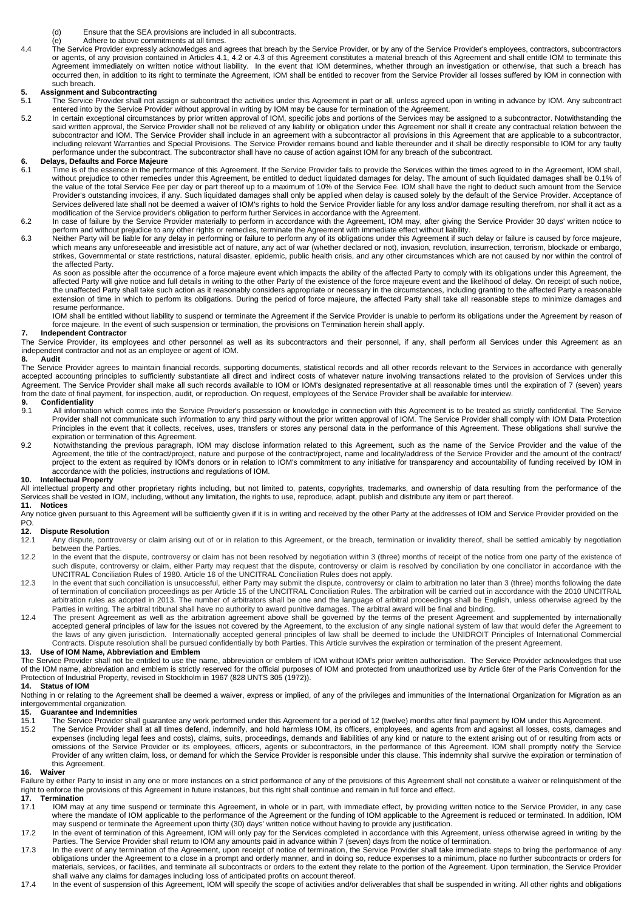(d) Ensure that the SEA provisions are included in all subcontracts.

(e) Adhere to above commitments at all times.

4.4 The Service Provider expressly acknowledges and agrees that breach by the Service Provider, or by any of the Service Provider's employees, contractors, subcontractors or agents, of any provision contained in Articles 4.1, 4.2 or 4.3 of this Agreement constitutes a material breach of this Agreement and shall entitle IOM to terminate this Agreement immediately on written notice without liability. In the event that IOM determines, whether through an investigation or otherwise, that such a breach has occurred then, in addition to its right to terminate the Agreement, IOM shall be entitled to recover from the Service Provider all losses suffered by IOM in connection with such breach.

**5. Assignment and Subcontracting**

5.1 The Service Provider shall not assign or subcontract the activities under this Agreement in part or all, unless agreed upon in writing in advance by IOM. Any subcontract entered into by the Service Provider without approval in writing by IOM may be cause for termination of the Agreement.

5.2 In certain exceptional circumstances by prior written approval of IOM, specific jobs and portions of the Services may be assigned to a subcontractor. Notwithstanding the said written approval, the Service Provider shall not be relieved of any liability or obligation under this Agreement nor shall it create any contractual relation between the subcontractor and IOM. The Service Provider shall include in an agreement with a subcontractor all provisions in this Agreement that are applicable to a subcontractor, including relevant Warranties and Special Provisions. The Service Provider remains bound and liable thereunder and it shall be directly responsible to IOM for any faulty performance under the subcontract. The subcontractor shall have no cause of action against IOM for any breach of the subcontract.

**6. Delays, Defaults and Force Majeure**

6.1 Time is of the essence in the performance of this Agreement. If the Service Provider fails to provide the Services within the times agreed to in the Agreement, IOM shall, without prejudice to other remedies under this Agreement, be entitled to deduct liquidated damages for delay. The amount of such liquidated damages shall be 0.1% of the value of the total Service Fee per day or part thereof up to a maximum of 10% of the Service Fee. IOM shall have the right to deduct such amount from the Service Provider's outstanding invoices, if any. Such liquidated damages shall only be applied when delay is caused solely by the default of the Service Provider. Acceptance of Services delivered late shall not be deemed a waiver of IOM's rights to hold the Service Provider liable for any loss and/or damage resulting therefrom, nor shall it act as a modification of the Service provider's obligation to perform further Services in accordance with the Agreement.

6.2 In case of failure by the Service Provider materially to perform in accordance with the Agreement, IOM may, after giving the Service Provider 30 days' written notice to perform and without prejudice to any other rights or remedies, terminate the Agreement with immediate effect without liability.

6.3 Neither Party will be liable for any delay in performing or failure to perform any of its obligations under this Agreement if such delay or failure is caused by force majeure, which means any unforeseeable and irresistible act of nature, any act of war (whether declared or not), invasion, revolution, insurrection, terrorism, blockade or embargo, strikes, Governmental or state restrictions, natural disaster, epidemic, public health crisis, and any other circumstances which are not caused by nor within the control of the affected Party.

As soon as possible after the occurrence of a force majeure event which impacts the ability of the affected Party to comply with its obligations under this Agreement, the affected Party will give notice and full details in writing to the other Party of the existence of the force majeure event and the likelihood of delay. On receipt of such notice, the unaffected Party shall take such action as it reasonably considers appropriate or necessary in the circumstances, including granting to the affected Party a reasonable extension of time in which to perform its obligations. During the period of force majeure, the affected Party shall take all reasonable steps to minimize damages and resume performance.

IOM shall be entitled without liability to suspend or terminate the Agreement if the Service Provider is unable to perform its obligations under the Agreement by reason of force majeure. In the event of such suspension or termination, the provisions on Termination herein shall apply.

**7. Independent Contractor**

The Service Provider, its employees and other personnel as well as its subcontractors and their personnel, if any, shall perform all Services under this Agreement as an independent contractor and not as an employee or agent of IOM.

**8. Audit**

The Service Provider agrees to maintain financial records, supporting documents, statistical records and all other records relevant to the Services in accordance with generally accepted accounting principles to sufficiently substantiate all direct and indirect costs of whatever nature involving transactions related to the provision of Services under this Agreement. The Service Provider shall make all such records available to IOM or IOM's designated representative at all reasonable times until the expiration of 7 (seven) years from the date of final payment, for inspection, audit, or reproduction. On request, employees of the Service Provider shall be available for interview.

**9. Confidentiality**

9.1 All information which comes into the Service Provider's possession or knowledge in connection with this Agreement is to be treated as strictly confidential. The Service Provider shall not communicate such information to any third party without the prior written approval of IOM. The Service Provider shall comply with IOM Data Protection Principles in the event that it collects, receives, uses, transfers or stores any personal data in the performance of this Agreement. These obligations shall survive the expiration or termination of this Agreement.

9.2 Notwithstanding the previous paragraph, IOM may disclose information related to this Agreement, such as the name of the Service Provider and the value of the Agreement, the title of the contract/project, nature and purpose of the contract/project, name and locality/address of the Service Provider and the amount of the contract/ project to the extent as required by IOM's donors or in relation to IOM's commitment to any initiative for transparency and accountability of funding received by IOM in accordance with the policies, instructions and regulations of IOM.

**10. Intellectual Property**

All intellectual property and other proprietary rights including, but not limited to, patents, copyrights, trademarks, and ownership of data resulting from the performance of the Services shall be vested in IOM, including, without any limitation, the rights to use, reproduce, adapt, publish and distribute any item or part thereof.

**11. Notices**

Any notice given pursuant to this Agreement will be sufficiently given if it is in writing and received by the other Party at the addresses of IOM and Service Provider provided on the PO.

**12. Dispute Resolution**

12.1 Any dispute, controversy or claim arising out of or in relation to this Agreement, or the breach, termination or invalidity thereof, shall be settled amicably by negotiation between the Parties.

12.2 In the event that the dispute, controversy or claim has not been resolved by negotiation within 3 (three) months of receipt of the notice from one party of the existence of such dispute, controversy or claim, either Party may request that the dispute, controversy or claim is resolved by conciliation by one conciliator in accordance with the UNCITRAL Conciliation Rules of 1980. Article 16 of the UNCITRAL Conciliation Rules does not apply.

12.3 In the event that such conciliation is unsuccessful, either Party may submit the dispute, controversy or claim to arbitration no later than 3 (three) months following the date of termination of conciliation proceedings as per Article 15 of the UNCITRAL Conciliation Rules. The arbitration will be carried out in accordance with the 2010 UNCITRAL arbitration rules as adopted in 2013. The number of arbitrators shall be one and the language of arbitral proceedings shall be English, unless otherwise agreed by the Parties in writing. The arbitral tribunal shall have no authority to award punitive damages. The arbitral award will be final and binding.

12.4 The present Agreement as well as the arbitration agreement above shall be governed by the terms of the present Agreement and supplemented by internationally accepted general principles of law for the issues not covered by the Agreement, to the exclusion of any single national system of law that would defer the Agreement to the laws of any given jurisdiction. Internationally accepted general principles of law shall be deemed to include the UNIDROIT Principles of International Commercial Contracts. Dispute resolution shall be pursued confidentially by both Parties. This Article survives the expiration or termination of the present Agreement.

**13. Use of IOM Name, Abbreviation and Emblem**

The Service Provider shall not be entitled to use the name, abbreviation or emblem of IOM without IOM's prior written authorisation. The Service Provider acknowledges that use of the IOM name, abbreviation and emblem is strictly reserved for the official purposes of IOM and protected from unauthorized use by Article 6*ter* of the Paris Convention for the Protection of Industrial Property, revised in Stockholm in 1967 (828 UNTS 305 (1972)).

**14. Status of IOM**

Nothing in or relating to the Agreement shall be deemed a waiver, express or implied, of any of the privileges and immunities of the International Organization for Migration as an intergovernmental organization.

**15. Guarantee and Indemnities**

15.1 The Service Provider shall guarantee any work performed under this Agreement for a period of 12 (twelve) months after final payment by IOM under this Agreement.

15.2 The Service Provider shall at all times defend, indemnify, and hold harmless IOM, its officers, employees, and agents from and against all losses, costs, damages and expenses (including legal fees and costs), claims, suits, proceedings, demands and liabilities of any kind or nature to the extent arising out of or resulting from acts or omissions of the Service Provider or its employees, officers, agents or subcontractors, in the performance of this Agreement. IOM shall promptly notify the Service Provider of any written claim, loss, or demand for which the Service Provider is responsible under this clause. This indemnity shall survive the expiration or termination of this Agreement.

**16. Waiver**

Failure by either Party to insist in any one or more instances on a strict performance of any of the provisions of this Agreement shall not constitute a waiver or relinquishment of the right to enforce the provisions of this Agreement in future instances, but this right shall continue and remain in full force and effect.

**17. Termination**

17.1 IOM may at any time suspend or terminate this Agreement, in whole or in part, with immediate effect, by providing written notice to the Service Provider, in any case where the mandate of IOM applicable to the performance of the Agreement or the funding of IOM applicable to the Agreement is reduced or terminated. In addition, IOM may suspend or terminate the Agreement upon thirty (30) days' written notice without having to provide any justification.

17.2 In the event of termination of this Agreement, IOM will only pay for the Services completed in accordance with this Agreement, unless otherwise agreed in writing by the Parties. The Service Provider shall return to IOM any amounts paid in advance within 7 (seven) days from the notice of termination.

17.3 In the event of any termination of the Agreement, upon receipt of notice of termination, the Service Provider shall take immediate steps to bring the performance of any obligations under the Agreement to a close in a prompt and orderly manner, and in doing so, reduce expenses to a minimum, place no further subcontracts or orders for materials, services, or facilities, and terminate all subcontracts or orders to the extent they relate to the portion of the Agreement. Upon termination, the Service Provider shall waive any claims for damages including loss of anticipated profits on account thereof.

17.4 In the event of suspension of this Agreement, IOM will specify the scope of activities and/or deliverables that shall be suspended in writing. All other rights and obligations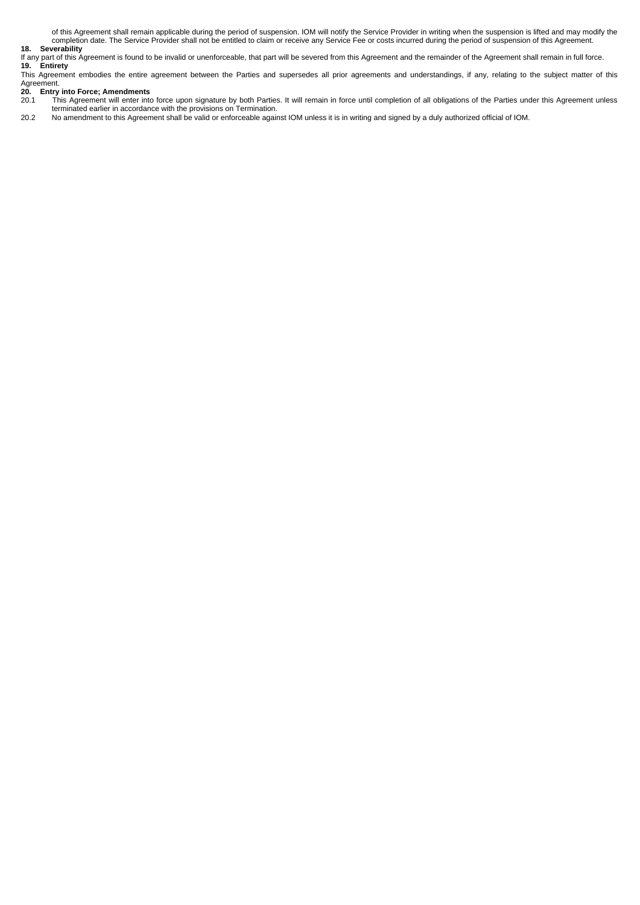of this Agreement shall remain applicable during the period of suspension. IOM will notify the Service Provider in writing when the suspension is lifted and may modify the completion date. The Service Provider shall not be entitled to claim or receive any Service Fee or costs incurred during the period of suspension of this Agreement.

**18. Severability**

If any part of this Agreement is found to be invalid or unenforceable, that part will be severed from this Agreement and the remainder of the Agreement shall remain in full force.

**19. Entirety**

This Agreement embodies the entire agreement between the Parties and supersedes all prior agreements and understandings, if any, relating to the subject matter of this Agreement.

**20. Entry into Force; Amendments**

20.1 This Agreement will enter into force upon signature by both Parties. It will remain in force until completion of all obligations of the Parties under this Agreement unless terminated earlier in accordance with the provisions on Termination.

20.2 No amendment to this Agreement shall be valid or enforceable against IOM unless it is in writing and signed by a duly authorized official of IOM.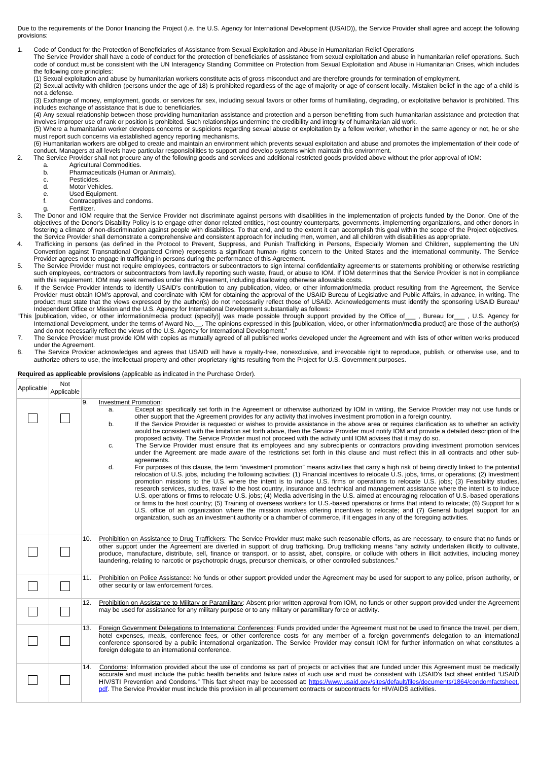Due to the requirements of the Donor financing the Project (i.e. the U.S. Agency for International Development (USAID)), the Service Provider shall agree and accept the following provisions:

1. Code of Conduct for the Protection of Beneficiaries of Assistance from Sexual Exploitation and Abuse in Humanitarian Relief Operations
   The Service Provider shall have a code of conduct for the protection of beneficiaries of assistance from sexual exploitation and abuse in humanitarian relief operations. Such code of conduct must be consistent with the UN Interagency Standing Committee on Protection from Sexual Exploitation and Abuse in Humanitarian Crises, which includes the following core principles:
   (1) Sexual exploitation and abuse by humanitarian workers constitute acts of gross misconduct and are therefore grounds for termination of employment.
   (2) Sexual activity with children (persons under the age of 18) is prohibited regardless of the age of majority or age of consent locally. Mistaken belief in the age of a child is not a defense.
   (3) Exchange of money, employment, goods, or services for sex, including sexual favors or other forms of humiliating, degrading, or exploitative behavior is prohibited. This includes exchange of assistance that is due to beneficiaries.
   (4) Any sexual relationship between those providing humanitarian assistance and protection and a person benefitting from such humanitarian assistance and protection that involves improper use of rank or position is prohibited. Such relationships undermine the credibility and integrity of humanitarian aid work.
   (5) Where a humanitarian worker develops concerns or suspicions regarding sexual abuse or exploitation by a fellow worker, whether in the same agency or not, he or she must report such concerns via established agency reporting mechanisms.
   (6) Humanitarian workers are obliged to create and maintain an environment which prevents sexual exploitation and abuse and promotes the implementation of their code of conduct. Managers at all levels have particular responsibilities to support and develop systems which maintain this environment.
2. The Service Provider shall not procure any of the following goods and services and additional restricted goods provided above without the prior approval of IOM:
   a. Agricultural Commodities.
   b. Pharmaceuticals (Human or Animals).
   c. Pesticides.
   d. Motor Vehicles.
   e. Used Equipment.
   f. Contraceptives and condoms.
   g. Fertilizer.
3. The Donor and IOM require that the Service Provider not discriminate against persons with disabilities in the implementation of projects funded by the Donor. One of the objectives of the Donor's Disability Policy is to engage other donor related entities, host country counterparts, governments, implementing organizations, and other donors in fostering a climate of non-discrimination against people with disabilities. To that end, and to the extent it can accomplish this goal within the scope of the Project objectives, the Service Provider shall demonstrate a comprehensive and consistent approach for including men, women, and all children with disabilities as appropriate.
4. Trafficking in persons (as defined in the Protocol to Prevent, Suppress, and Punish Trafficking in Persons, Especially Women and Children, supplementing the UN Convention against Transnational Organized Crime) represents a significant human- rights concern to the United States and the international community. The Service Provider agrees not to engage in trafficking in persons during the performance of this Agreement.
5. The Service Provider must not require employees, contractors or subcontractors to sign internal confidentiality agreements or statements prohibiting or otherwise restricting such employees, contractors or subcontractors from lawfully reporting such waste, fraud, or abuse to IOM. If IOM determines that the Service Provider is not in compliance with this requirement, IOM may seek remedies under this Agreement, including disallowing otherwise allowable costs.
6. If the Service Provider intends to identify USAID's contribution to any publication, video, or other information/media product resulting from the Agreement, the Service Provider must obtain IOM's approval, and coordinate with IOM for obtaining the approval of the USAID Bureau of Legislative and Public Affairs, in advance, in writing. The product must state that the views expressed by the author(s) do not necessarily reflect those of USAID. Acknowledgements must identify the sponsoring USAID Bureau/ Independent Office or Mission and the U.S. Agency for International Development substantially as follows:

"This [publication, video, or other information/media product (specify)] was made possible through support provided by the Office of___ , Bureau for___ , U.S. Agency for International Development, under the terms of Award No.__. The opinions expressed in this [publication, video, or other information/media product] are those of the author(s) and do not necessarily reflect the views of the U.S. Agency for International Development."

7. The Service Provider must provide IOM with copies as mutually agreed of all published works developed under the Agreement and with lists of other written works produced under the Agreement.
8. The Service Provider acknowledges and agrees that USAID will have a royalty-free, nonexclusive, and irrevocable right to reproduce, publish, or otherwise use, and to authorize others to use, the intellectual property and other proprietary rights resulting from the Project for U.S. Government purposes.

**Required as applicable provisions** (applicable as indicated in the Purchase Order).

| Applicable | Not Applicable | |
|---|---|---|
| ☐ | ☐ | 9. Investment Promotion:<br>a. Except as specifically set forth in the Agreement or otherwise authorized by IOM in writing, the Service Provider may not use funds or other support that the Agreement provides for any activity that involves investment promotion in a foreign country.<br>b. If the Service Provider is requested or wishes to provide assistance in the above area or requires clarification as to whether an activity would be consistent with the limitation set forth above, then the Service Provider must notify IOM and provide a detailed description of the proposed activity. The Service Provider must not proceed with the activity until IOM advises that it may do so.<br>c. The Service Provider must ensure that its employees and any subrecipients or contractors providing investment promotion services under the Agreement are made aware of the restrictions set forth in this clause and must reflect this in all contracts and other sub-agreements.<br>d. For purposes of this clause, the term "investment promotion" means activities that carry a high risk of being directly linked to the potential relocation of U.S. jobs, including the following activities: (1) Financial incentives to relocate U.S. jobs, firms, or operations; (2) Investment promotion missions to the U.S. where the intent is to induce U.S. firms or operations to relocate U.S. jobs; (3) Feasibility studies, research services, studies, travel to the host country, insurance and technical and management assistance where the intent is to induce U.S. operations or firms to relocate U.S. jobs; (4) Media advertising in the U.S. aimed at encouraging relocation of U.S.-based operations or firms to the host country; (5) Training of overseas workers for U.S.-based operations or firms that intend to relocate; (6) Support for a U.S. office of an organization where the mission involves offering incentives to relocate; and (7) General budget support for an organization, such as an investment authority or a chamber of commerce, if it engages in any of the foregoing activities. |
| ☐ | ☐ | 10. Prohibition on Assistance to Drug Traffickers: The Service Provider must make such reasonable efforts, as are necessary, to ensure that no funds or other support under the Agreement are diverted in support of drug trafficking. Drug trafficking means "any activity undertaken illicitly to cultivate, produce, manufacture, distribute, sell, finance or transport, or to assist, abet, conspire, or collude with others in illicit activities, including money laundering, relating to narcotic or psychotropic drugs, precursor chemicals, or other controlled substances." |
| ☐ | ☐ | 11. Prohibition on Police Assistance: No funds or other support provided under the Agreement may be used for support to any police, prison authority, or other security or law enforcement forces. |
| ☐ | ☐ | 12. Prohibition on Assistance to Military or Paramilitary: Absent prior written approval from IOM, no funds or other support provided under the Agreement may be used for assistance for any military purpose or to any military or paramilitary force or activity. |
| ☐ | ☐ | 13. Foreign Government Delegations to International Conferences: Funds provided under the Agreement must not be used to finance the travel, per diem, hotel expenses, meals, conference fees, or other conference costs for any member of a foreign government's delegation to an international conference sponsored by a public international organization. The Service Provider may consult IOM for further information on what constitutes a foreign delegate to an international conference. |
| ☐ | ☐ | 14. Condoms: Information provided about the use of condoms as part of projects or activities that are funded under this Agreement must be medically accurate and must include the public health benefits and failure rates of such use and must be consistent with USAID's fact sheet entitled "USAID HIV/STI Prevention and Condoms." This fact sheet may be accessed at: https://www.usaid.gov/sites/default/files/documents/1864/condomfactsheet.pdf. The Service Provider must include this provision in all procurement contracts or subcontracts for HIV/AIDS activities. |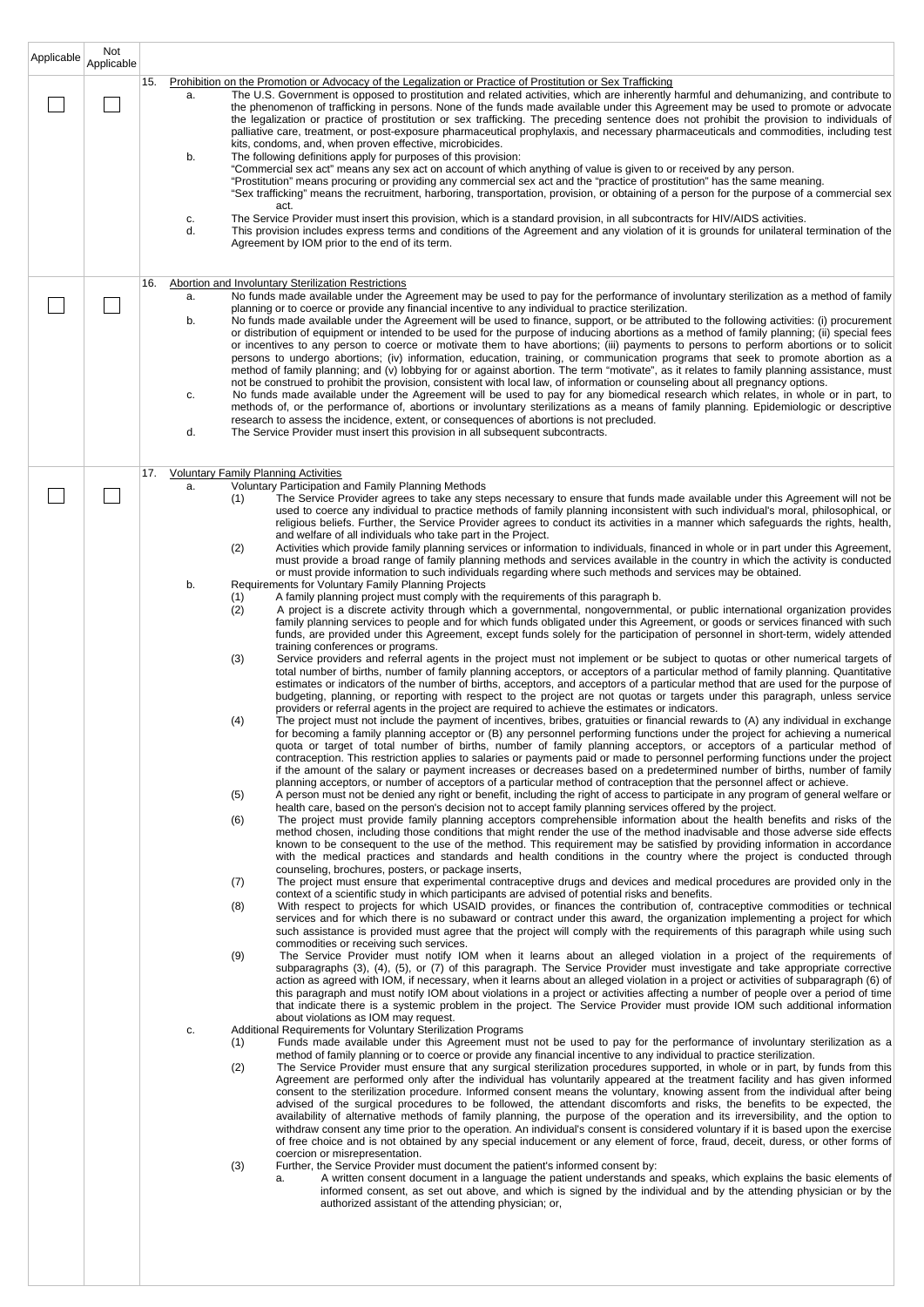| Applicable | Not Applicable | |
|---|---|---|
| ☐ | ☐ | 15. Prohibition on the Promotion or Advocacy of the Legalization or Practice of Prostitution or Sex Trafficking<br>a. The U.S. Government is opposed to prostitution and related activities, which are inherently harmful and dehumanizing, and contribute to the phenomenon of trafficking in persons. None of the funds made available under this Agreement may be used to promote or advocate the legalization or practice of prostitution or sex trafficking. The preceding sentence does not prohibit the provision to individuals of palliative care, treatment, or post-exposure pharmaceutical prophylaxis, and necessary pharmaceuticals and commodities, including test kits, condoms, and, when proven effective, microbicides.<br>b. The following definitions apply for purposes of this provision:<br>"Commercial sex act" means any sex act on account of which anything of value is given to or received by any person.<br>"Prostitution" means procuring or providing any commercial sex act and the "practice of prostitution" has the same meaning.<br>"Sex trafficking" means the recruitment, harboring, transportation, provision, or obtaining of a person for the purpose of a commercial sex act.<br>c. The Service Provider must insert this provision, which is a standard provision, in all subcontracts for HIV/AIDS activities.<br>d. This provision includes express terms and conditions of the Agreement and any violation of it is grounds for unilateral termination of the Agreement by IOM prior to the end of its term. |
| ☐ | ☐ | 16. Abortion and Involuntary Sterilization Restrictions<br>a. No funds made available under the Agreement may be used to pay for the performance of involuntary sterilization as a method of family planning or to coerce or provide any financial incentive to any individual to practice sterilization.<br>b. No funds made available under the Agreement will be used to finance, support, or be attributed to the following activities: (i) procurement or distribution of equipment or intended to be used for the purpose of inducing abortions as a method of family planning; (ii) special fees or incentives to any person to coerce or motivate them to have abortions; (iii) payments to persons to perform abortions or to solicit persons to undergo abortions; (iv) information, education, training, or communication programs that seek to promote abortion as a method of family planning; and (v) lobbying for or against abortion. The term "motivate", as it relates to family planning assistance, must not be construed to prohibit the provision, consistent with local law, of information or counseling about all pregnancy options.<br>c. No funds made available under the Agreement will be used to pay for any biomedical research which relates, in whole or in part, to methods of, or the performance of, abortions or involuntary sterilizations as a means of family planning. Epidemiologic or descriptive research to assess the incidence, extent, or consequences of abortions is not precluded.<br>d. The Service Provider must insert this provision in all subsequent subcontracts. |
| ☐ | ☐ | 17. Voluntary Family Planning Activities<br>a. Voluntary Participation and Family Planning Methods<br>(1) The Service Provider agrees to take any steps necessary to ensure that funds made available under this Agreement will not be used to coerce any individual to practice methods of family planning inconsistent with such individual's moral, philosophical, or religious beliefs. Further, the Service Provider agrees to conduct its activities in a manner which safeguards the rights, health, and welfare of all individuals who take part in the Project.<br>(2) Activities which provide family planning services or information to individuals, financed in whole or in part under this Agreement, must provide a broad range of family planning methods and services available in the country in which the activity is conducted or must provide information to such individuals regarding where such methods and services may be obtained.<br>b. Requirements for Voluntary Family Planning Projects<br>(1) A family planning project must comply with the requirements of this paragraph b.<br>(2) A project is a discrete activity through which a governmental, nongovernmental, or public international organization provides family planning services to people and for which funds obligated under this Agreement, or goods or services financed with such funds, are provided under this Agreement, except funds solely for the participation of personnel in short-term, widely attended training conferences or programs.<br>(3) Service providers and referral agents in the project must not implement or be subject to quotas or other numerical targets of total number of births, number of family planning acceptors, or acceptors of a particular method of family planning. Quantitative estimates or indicators of the number of births, acceptors, and acceptors of a particular method that are used for the purpose of budgeting, planning, or reporting with respect to the project are not quotas or targets under this paragraph, unless service providers or referral agents in the project are required to achieve the estimates or indicators.<br>(4) The project must not include the payment of incentives, bribes, gratuities or financial rewards to (A) any individual in exchange for becoming a family planning acceptor or (B) any personnel performing functions under the project for achieving a numerical quota or target of total number of births, number of family planning acceptors, or acceptors of a particular method of contraception. This restriction applies to salaries or payments paid or made to personnel performing functions under the project if the amount of the salary or payment increases or decreases based on a predetermined number of births, number of family planning acceptors, or number of acceptors of a particular method of contraception that the personnel affect or achieve.<br>(5) A person must not be denied any right or benefit, including the right of access to participate in any program of general welfare or health care, based on the person's decision not to accept family planning services offered by the project.<br>(6) The project must provide family planning acceptors comprehensible information about the health benefits and risks of the method chosen, including those conditions that might render the use of the method inadvisable and those adverse side effects known to be consequent to the use of the method. This requirement may be satisfied by providing information in accordance with the medical practices and standards and health conditions in the country where the project is conducted through counseling, brochures, posters, or package inserts,<br>(7) The project must ensure that experimental contraceptive drugs and devices and medical procedures are provided only in the context of a scientific study in which participants are advised of potential risks and benefits.<br>(8) With respect to projects for which USAID provides, or finances the contribution of, contraceptive commodities or technical services and for which there is no subaward or contract under this award, the organization implementing a project for which such assistance is provided must agree that the project will comply with the requirements of this paragraph while using such commodities or receiving such services.<br>(9) The Service Provider must notify IOM when it learns about an alleged violation in a project of the requirements of subparagraphs (3), (4), (5), or (7) of this paragraph. The Service Provider must investigate and take appropriate corrective action as agreed with IOM, if necessary, when it learns about an alleged violation in a project or activities of subparagraph (6) of this paragraph and must notify IOM about violations in a project or activities affecting a number of people over a period of time that indicate there is a systemic problem in the project. The Service Provider must provide IOM such additional information about violations as IOM may request.<br>c. Additional Requirements for Voluntary Sterilization Programs<br>(1) Funds made available under this Agreement must not be used to pay for the performance of involuntary sterilization as a method of family planning or to coerce or provide any financial incentive to any individual to practice sterilization.<br>(2) The Service Provider must ensure that any surgical sterilization procedures supported, in whole or in part, by funds from this Agreement are performed only after the individual has voluntarily appeared at the treatment facility and has given informed consent to the sterilization procedure. Informed consent means the voluntary, knowing assent from the individual after being advised of the surgical procedures to be followed, the attendant discomforts and risks, the benefits to be expected, the availability of alternative methods of family planning, the purpose of the operation and its irreversibility, and the option to withdraw consent any time prior to the operation. An individual's consent is considered voluntary if it is based upon the exercise of free choice and is not obtained by any special inducement or any element of force, fraud, deceit, duress, or other forms of coercion or misrepresentation.<br>(3) Further, the Service Provider must document the patient's informed consent by:<br>a. A written consent document in a language the patient understands and speaks, which explains the basic elements of informed consent, as set out above, and which is signed by the individual and by the attending physician or by the authorized assistant of the attending physician; or, |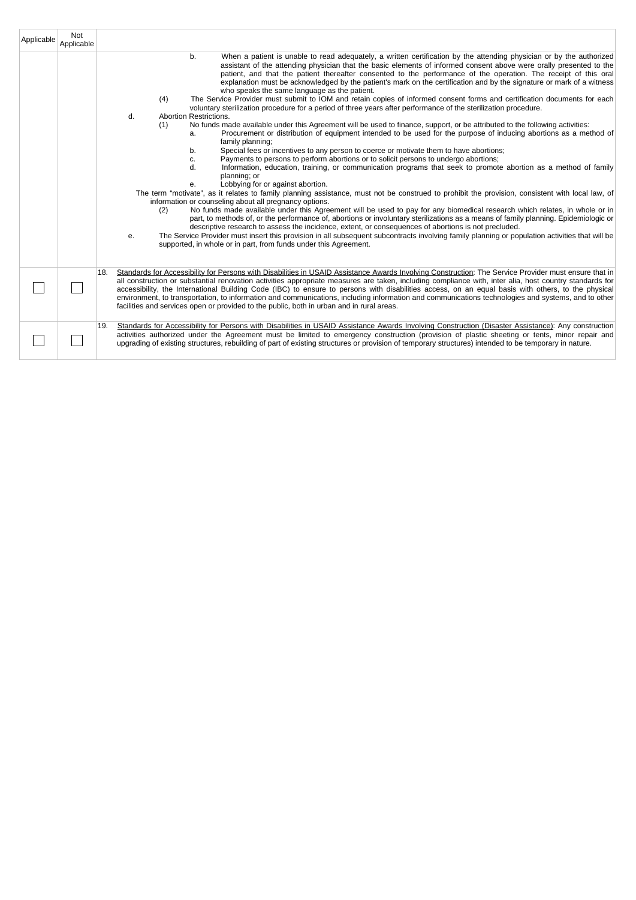| Applicable | Not Applicable | |
|---|---|---|
| | | b. When a patient is unable to read adequately, a written certification by the attending physician or by the authorized assistant of the attending physician that the basic elements of informed consent above were orally presented to the patient, and that the patient thereafter consented to the performance of the operation. The receipt of this oral explanation must be acknowledged by the patient's mark on the certification and by the signature or mark of a witness who speaks the same language as the patient.<br>(4) The Service Provider must submit to IOM and retain copies of informed consent forms and certification documents for each voluntary sterilization procedure for a period of three years after performance of the sterilization procedure.<br>d. Abortion Restrictions.<br>(1) No funds made available under this Agreement will be used to finance, support, or be attributed to the following activities:<br>a. Procurement or distribution of equipment intended to be used for the purpose of inducing abortions as a method of family planning;<br>b. Special fees or incentives to any person to coerce or motivate them to have abortions;<br>c. Payments to persons to perform abortions or to solicit persons to undergo abortions;<br>d. Information, education, training, or communication programs that seek to promote abortion as a method of family planning; or<br>e. Lobbying for or against abortion.<br>The term "motivate", as it relates to family planning assistance, must not be construed to prohibit the provision, consistent with local law, of information or counseling about all pregnancy options.<br>(2) No funds made available under this Agreement will be used to pay for any biomedical research which relates, in whole or in part, to methods of, or the performance of, abortions or involuntary sterilizations as a means of family planning. Epidemiologic or descriptive research to assess the incidence, extent, or consequences of abortions is not precluded.<br>e. The Service Provider must insert this provision in all subsequent subcontracts involving family planning or population activities that will be supported, in whole or in part, from funds under this Agreement. |
| ☐ | ☐ | 18. Standards for Accessibility for Persons with Disabilities in USAID Assistance Awards Involving Construction: The Service Provider must ensure that in all construction or substantial renovation activities appropriate measures are taken, including compliance with, inter alia, host country standards for accessibility, the International Building Code (IBC) to ensure to persons with disabilities access, on an equal basis with others, to the physical environment, to transportation, to information and communications, including information and communications technologies and systems, and to other facilities and services open or provided to the public, both in urban and in rural areas. |
| ☐ | ☐ | 19. Standards for Accessibility for Persons with Disabilities in USAID Assistance Awards Involving Construction (Disaster Assistance): Any construction activities authorized under the Agreement must be limited to emergency construction (provision of plastic sheeting or tents, minor repair and upgrading of existing structures, rebuilding of part of existing structures or provision of temporary structures) intended to be temporary in nature. |